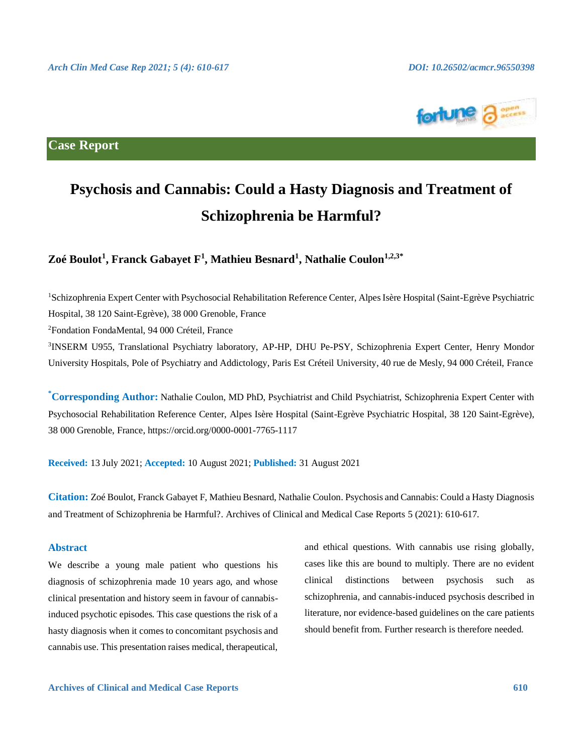Case Report

# Psychosis and Cannabis: Could a Hasty Diagnosis and Treatment of Schizophrenia be Harmful?

**Zoé Boulot[1], Franck Gabayet F[1], Mathieu Besnard[1], Nathalie Coulon[1,2,3*]**

[1]Schizophrenia Expert Center with Psychosocial Rehabilitation Reference Center, Alpes Isère Hospital (Saint-Egrève Psychiatric Hospital, 38 120 Saint-Egrève), 38 000 Grenoble, France

[2]Fondation FondaMental, 94 000 Créteil, France

[3]INSERM U955, Translational Psychiatry laboratory, AP-HP, DHU Pe-PSY, Schizophrenia Expert Center, Henry Mondor University Hospitals, Pole of Psychiatry and Addictology, Paris Est Créteil University, 40 rue de Mesly, 94 000 Créteil, France

**\*Corresponding Author:** Nathalie Coulon, MD PhD, Psychiatrist and Child Psychiatrist, Schizophrenia Expert Center with Psychosocial Rehabilitation Reference Center, Alpes Isère Hospital (Saint-Egrève Psychiatric Hospital, 38 120 Saint-Egrève), 38 000 Grenoble, France, https://orcid.org/0000-0001-7765-1117

**Received:** 13 July 2021; **Accepted:** 10 August 2021; **Published:** 31 August 2021

**Citation:** Zoé Boulot, Franck Gabayet F, Mathieu Besnard, Nathalie Coulon. Psychosis and Cannabis: Could a Hasty Diagnosis and Treatment of Schizophrenia be Harmful?. Archives of Clinical and Medical Case Reports 5 (2021): 610-617.

## Abstract

We describe a young male patient who questions his diagnosis of schizophrenia made 10 years ago, and whose clinical presentation and history seem in favour of cannabis-induced psychotic episodes. This case questions the risk of a hasty diagnosis when it comes to concomitant psychosis and cannabis use. This presentation raises medical, therapeutical, and ethical questions. With cannabis use rising globally, cases like this are bound to multiply. There are no evident clinical distinctions between psychosis such as schizophrenia, and cannabis-induced psychosis described in literature, nor evidence-based guidelines on the care patients should benefit from. Further research is therefore needed.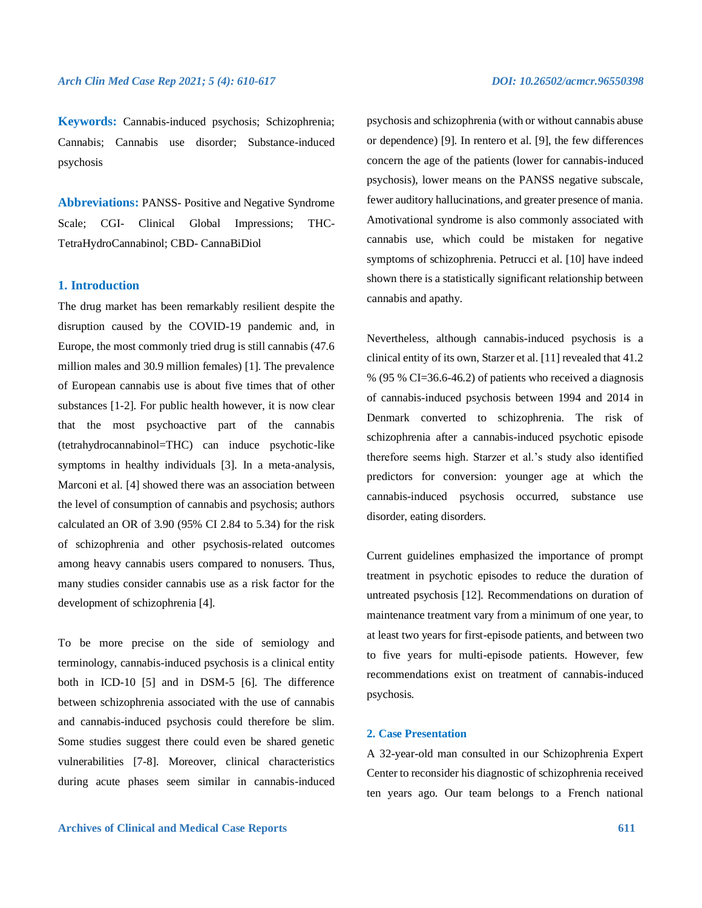**Keywords:** Cannabis-induced psychosis; Schizophrenia; Cannabis; Cannabis use disorder; Substance-induced psychosis

**Abbreviations:** PANSS- Positive and Negative Syndrome Scale; CGI- Clinical Global Impressions; THC- TetraHydroCannabinol; CBD- CannaBiDiol

## 1. Introduction

The drug market has been remarkably resilient despite the disruption caused by the COVID-19 pandemic and, in Europe, the most commonly tried drug is still cannabis (47.6 million males and 30.9 million females) [1]. The prevalence of European cannabis use is about five times that of other substances [1-2]. For public health however, it is now clear that the most psychoactive part of the cannabis (tetrahydrocannabinol=THC) can induce psychotic-like symptoms in healthy individuals [3]. In a meta-analysis, Marconi et al. [4] showed there was an association between the level of consumption of cannabis and psychosis; authors calculated an OR of 3.90 (95% CI 2.84 to 5.34) for the risk of schizophrenia and other psychosis-related outcomes among heavy cannabis users compared to nonusers. Thus, many studies consider cannabis use as a risk factor for the development of schizophrenia [4].

To be more precise on the side of semiology and terminology, cannabis-induced psychosis is a clinical entity both in ICD-10 [5] and in DSM-5 [6]. The difference between schizophrenia associated with the use of cannabis and cannabis-induced psychosis could therefore be slim. Some studies suggest there could even be shared genetic vulnerabilities [7-8]. Moreover, clinical characteristics during acute phases seem similar in cannabis-induced psychosis and schizophrenia (with or without cannabis abuse or dependence) [9]. In rentero et al. [9], the few differences concern the age of the patients (lower for cannabis-induced psychosis), lower means on the PANSS negative subscale, fewer auditory hallucinations, and greater presence of mania. Amotivational syndrome is also commonly associated with cannabis use, which could be mistaken for negative symptoms of schizophrenia. Petrucci et al. [10] have indeed shown there is a statistically significant relationship between cannabis and apathy.

Nevertheless, although cannabis-induced psychosis is a clinical entity of its own, Starzer et al. [11] revealed that 41.2 % (95 % CI=36.6-46.2) of patients who received a diagnosis of cannabis-induced psychosis between 1994 and 2014 in Denmark converted to schizophrenia. The risk of schizophrenia after a cannabis-induced psychotic episode therefore seems high. Starzer et al.'s study also identified predictors for conversion: younger age at which the cannabis-induced psychosis occurred, substance use disorder, eating disorders.

Current guidelines emphasized the importance of prompt treatment in psychotic episodes to reduce the duration of untreated psychosis [12]. Recommendations on duration of maintenance treatment vary from a minimum of one year, to at least two years for first-episode patients, and between two to five years for multi-episode patients. However, few recommendations exist on treatment of cannabis-induced psychosis.

## 2. Case Presentation

A 32-year-old man consulted in our Schizophrenia Expert Center to reconsider his diagnostic of schizophrenia received ten years ago. Our team belongs to a French national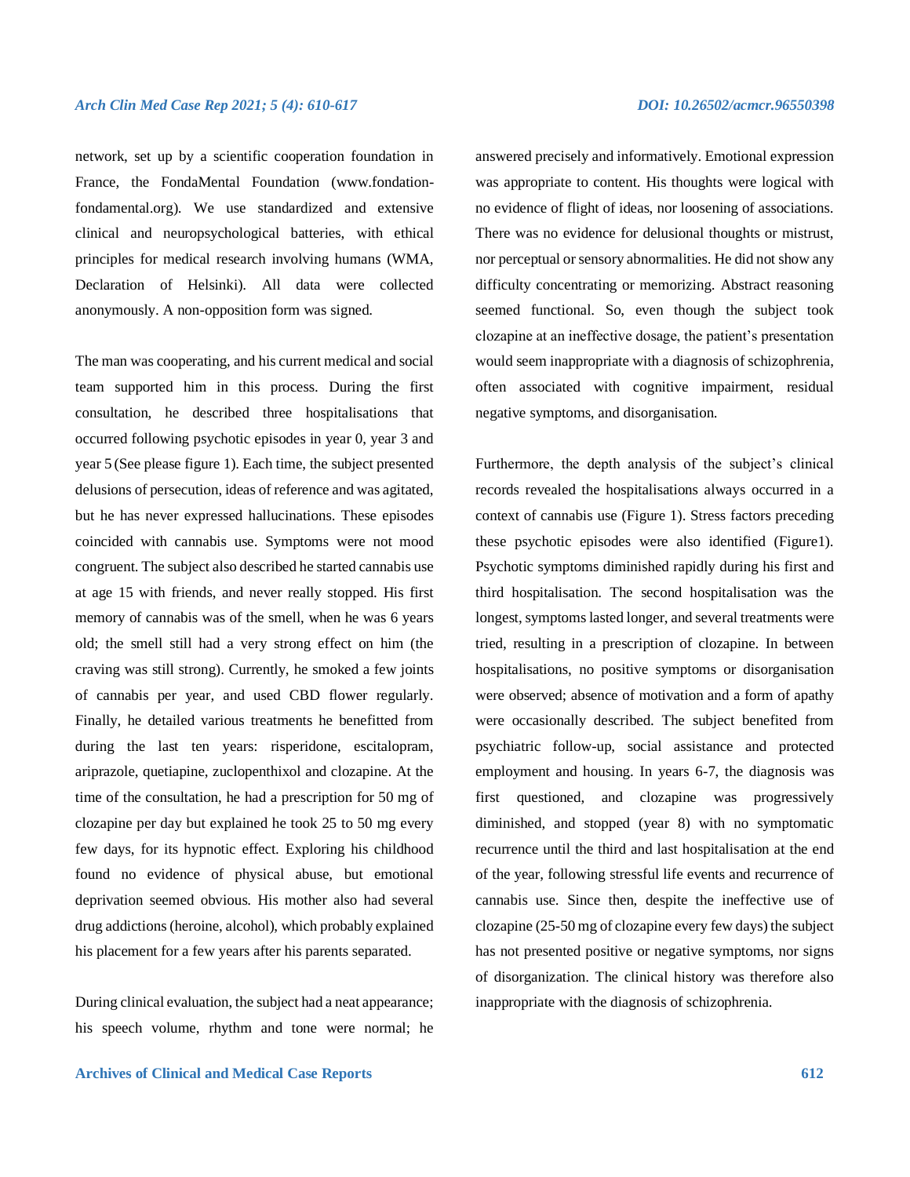network, set up by a scientific cooperation foundation in France, the FondaMental Foundation (www.fondation-fondamental.org). We use standardized and extensive clinical and neuropsychological batteries, with ethical principles for medical research involving humans (WMA, Declaration of Helsinki). All data were collected anonymously. A non-opposition form was signed.

The man was cooperating, and his current medical and social team supported him in this process. During the first consultation, he described three hospitalisations that occurred following psychotic episodes in year 0, year 3 and year 5 (See please figure 1). Each time, the subject presented delusions of persecution, ideas of reference and was agitated, but he has never expressed hallucinations. These episodes coincided with cannabis use. Symptoms were not mood congruent. The subject also described he started cannabis use at age 15 with friends, and never really stopped. His first memory of cannabis was of the smell, when he was 6 years old; the smell still had a very strong effect on him (the craving was still strong). Currently, he smoked a few joints of cannabis per year, and used CBD flower regularly. Finally, he detailed various treatments he benefitted from during the last ten years: risperidone, escitalopram, ariprazole, quetiapine, zuclopenthixol and clozapine. At the time of the consultation, he had a prescription for 50 mg of clozapine per day but explained he took 25 to 50 mg every few days, for its hypnotic effect. Exploring his childhood found no evidence of physical abuse, but emotional deprivation seemed obvious. His mother also had several drug addictions (heroine, alcohol), which probably explained his placement for a few years after his parents separated.

During clinical evaluation, the subject had a neat appearance; his speech volume, rhythm and tone were normal; he answered precisely and informatively. Emotional expression was appropriate to content. His thoughts were logical with no evidence of flight of ideas, nor loosening of associations. There was no evidence for delusional thoughts or mistrust, nor perceptual or sensory abnormalities. He did not show any difficulty concentrating or memorizing. Abstract reasoning seemed functional. So, even though the subject took clozapine at an ineffective dosage, the patient's presentation would seem inappropriate with a diagnosis of schizophrenia, often associated with cognitive impairment, residual negative symptoms, and disorganisation.

Furthermore, the depth analysis of the subject's clinical records revealed the hospitalisations always occurred in a context of cannabis use (Figure 1). Stress factors preceding these psychotic episodes were also identified (Figure1). Psychotic symptoms diminished rapidly during his first and third hospitalisation. The second hospitalisation was the longest, symptoms lasted longer, and several treatments were tried, resulting in a prescription of clozapine. In between hospitalisations, no positive symptoms or disorganisation were observed; absence of motivation and a form of apathy were occasionally described. The subject benefited from psychiatric follow-up, social assistance and protected employment and housing. In years 6-7, the diagnosis was first questioned, and clozapine was progressively diminished, and stopped (year 8) with no symptomatic recurrence until the third and last hospitalisation at the end of the year, following stressful life events and recurrence of cannabis use. Since then, despite the ineffective use of clozapine (25-50 mg of clozapine every few days) the subject has not presented positive or negative symptoms, nor signs of disorganization. The clinical history was therefore also inappropriate with the diagnosis of schizophrenia.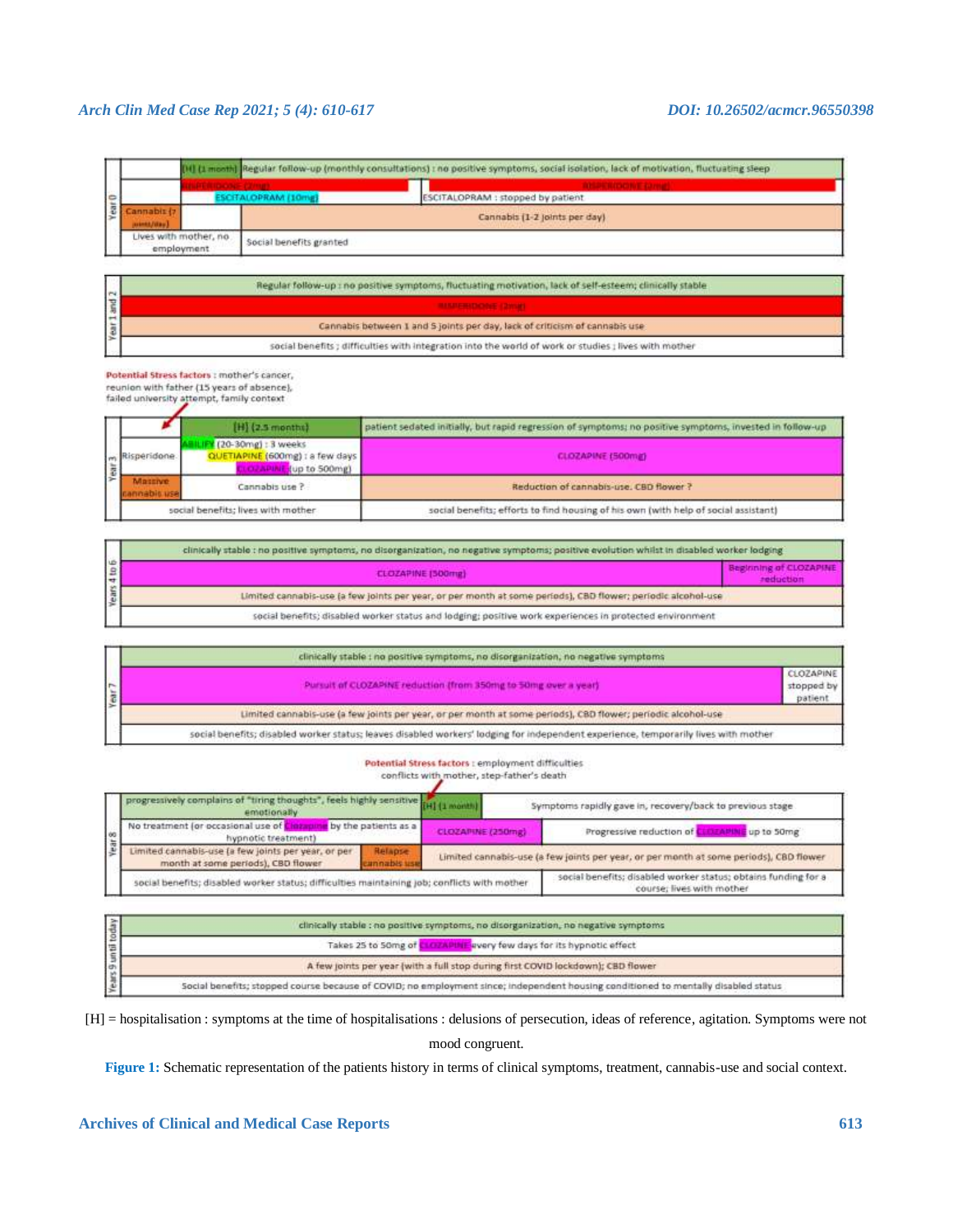| Year 0 | | | | |
|---|---|---|---|---|
| | | [H] (1 month) | Regular follow-up (monthly consultations) : no positive symptoms, social isolation, lack of motivation, fluctuating sleep | |
| | RISPERIDONE (2mg) | | | RISPERIDONE (2mg) |
| | | ESCITALOPRAM (10mg) | ESCITALOPRAM : stopped by patient | |
| | Cannabis (7 joints/day) | | Cannabis (1-2 joints per day) | |
| | Lives with mother, no employment | | Social benefits granted | |

| Year 1 and 2 | |
|---|---|
| | Regular follow-up : no positive symptoms, fluctuating motivation, lack of self-esteem; clinically stable |
| | RISPERIDONE (2mg) |
| | Cannabis between 1 and 5 joints per day, lack of criticism of cannabis use |
| | social benefits ; difficulties with integration into the world of work or studies ; lives with mother |

**Potential Stress factors** : mother's cancer, reunion with father (15 years of absence), failed university attempt, family context

| Year 3 | | | |
|---|---|---|---|
| | | [H] (2.5 months) | patient sedated initially, but rapid regression of symptoms; no positive symptoms, invested in follow-up |
| | Risperidone | ABILIFY (20-30mg) : 3 weeks; QUETIAPINE (600mg) : a few days; CLOZAPINE (up to 500mg) | CLOZAPINE (500mg) |
| | Massive cannabis use | Cannabis use ? | Reduction of cannabis-use. CBD flower ? |
| | social benefits; lives with mother | | social benefits; efforts to find housing of his own (with help of social assistant) |

| Years 4 to 6 | | |
|---|---|---|
| | clinically stable : no positive symptoms, no disorganization, no negative symptoms; positive evolution whilst in disabled worker lodging | |
| | CLOZAPINE (500mg) | Beginning of CLOZAPINE reduction |
| | Limited cannabis-use (a few joints per year, or per month at some periods), CBD flower; periodic alcohol-use | |
| | social benefits; disabled worker status and lodging; positive work experiences in protected environment | |

| Year 7 | | |
|---|---|---|
| | clinically stable : no positive symptoms, no disorganization, no negative symptoms | |
| | Pursuit of CLOZAPINE reduction (from 350mg to 50mg over a year) | CLOZAPINE stopped by patient |
| | Limited cannabis-use (a few joints per year, or per month at some periods), CBD flower; periodic alcohol-use | |
| | social benefits; disabled worker status; leaves disabled workers' lodging for independent experience, temporarily lives with mother | |

**Potential Stress factors** : employment difficulties conflicts with mother, step-father's death

| Year 8 | | | | |
|---|---|---|---|---|
| | progressively complains of "tiring thoughts", feels highly sensitive emotionally | | [H] (1 month) | Symptoms rapidly gave in, recovery/back to previous stage |
| | No treatment (or occasional use of Clozapine by the patients as a hypnotic treatment) | | CLOZAPINE (250mg) | Progressive reduction of CLOZAPINE up to 50mg |
| | Limited cannabis-use (a few joints per year, or per month at some periods), CBD flower | Relapse cannabis use | Limited cannabis-use (a few joints per year, or per month at some periods), CBD flower | |
| | social benefits; disabled worker status; difficulties maintaining job; conflicts with mother | | | social benefits; disabled worker status; obtains funding for a course; lives with mother |

| Years 9 until today | |
|---|---|
| | clinically stable : no positive symptoms, no disorganization, no negative symptoms |
| | Takes 25 to 50mg of CLOZAPINE every few days for its hypnotic effect |
| | A few joints per year (with a full stop during first COVID lockdown); CBD flower |
| | Social benefits; stopped course because of COVID; no employment since; independent housing conditioned to mentally disabled status |

[H] = hospitalisation : symptoms at the time of hospitalisations : delusions of persecution, ideas of reference, agitation. Symptoms were not mood congruent.

**Figure 1:** Schematic representation of the patients history in terms of clinical symptoms, treatment, cannabis-use and social context.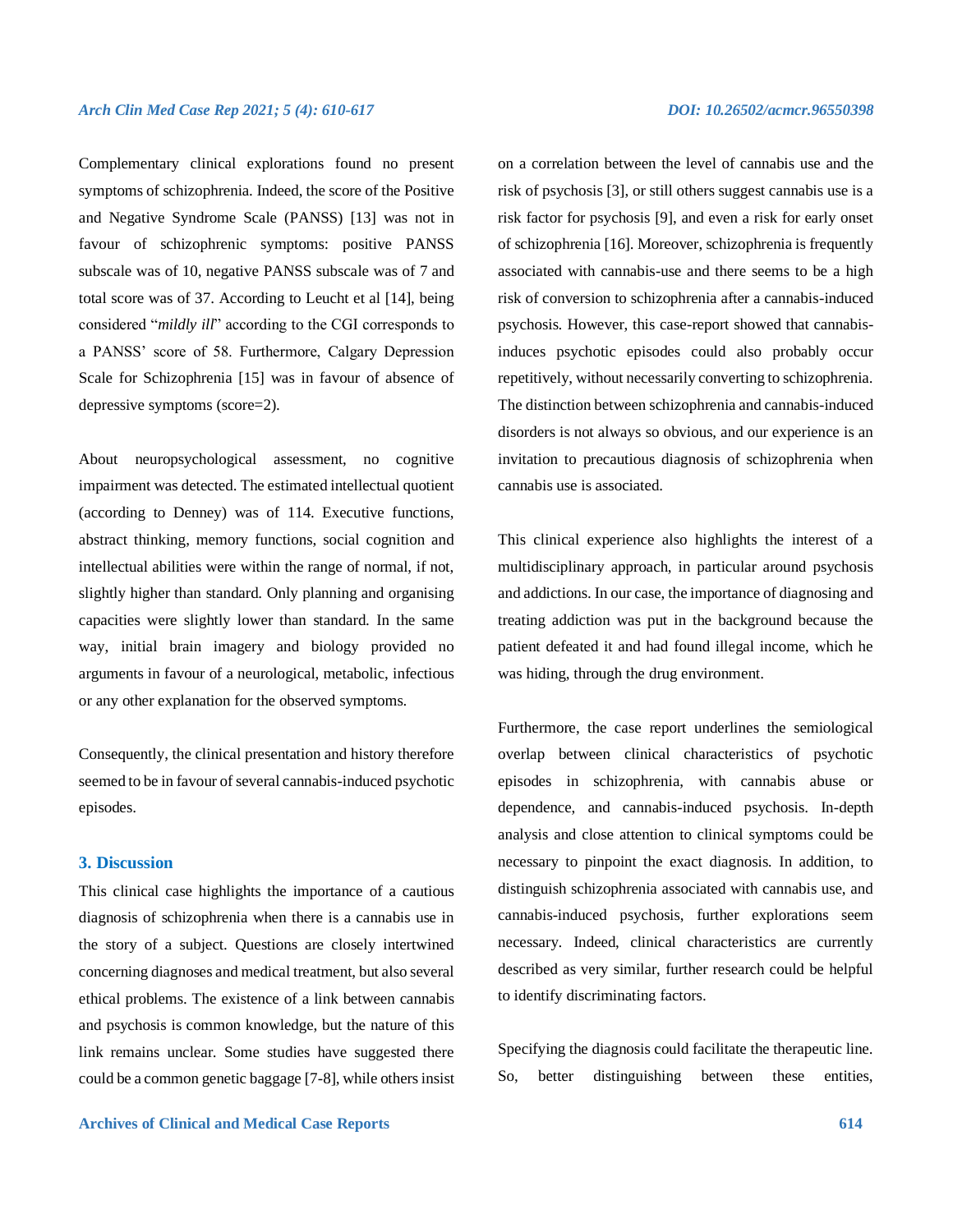Complementary clinical explorations found no present symptoms of schizophrenia. Indeed, the score of the Positive and Negative Syndrome Scale (PANSS) [13] was not in favour of schizophrenic symptoms: positive PANSS subscale was of 10, negative PANSS subscale was of 7 and total score was of 37. According to Leucht et al [14], being considered "*mildly ill*" according to the CGI corresponds to a PANSS' score of 58. Furthermore, Calgary Depression Scale for Schizophrenia [15] was in favour of absence of depressive symptoms (score=2).

About neuropsychological assessment, no cognitive impairment was detected. The estimated intellectual quotient (according to Denney) was of 114. Executive functions, abstract thinking, memory functions, social cognition and intellectual abilities were within the range of normal, if not, slightly higher than standard. Only planning and organising capacities were slightly lower than standard. In the same way, initial brain imagery and biology provided no arguments in favour of a neurological, metabolic, infectious or any other explanation for the observed symptoms.

Consequently, the clinical presentation and history therefore seemed to be in favour of several cannabis-induced psychotic episodes.

## 3. Discussion

This clinical case highlights the importance of a cautious diagnosis of schizophrenia when there is a cannabis use in the story of a subject. Questions are closely intertwined concerning diagnoses and medical treatment, but also several ethical problems. The existence of a link between cannabis and psychosis is common knowledge, but the nature of this link remains unclear. Some studies have suggested there could be a common genetic baggage [7-8], while others insist on a correlation between the level of cannabis use and the risk of psychosis [3], or still others suggest cannabis use is a risk factor for psychosis [9], and even a risk for early onset of schizophrenia [16]. Moreover, schizophrenia is frequently associated with cannabis-use and there seems to be a high risk of conversion to schizophrenia after a cannabis-induced psychosis. However, this case-report showed that cannabis-induces psychotic episodes could also probably occur repetitively, without necessarily converting to schizophrenia. The distinction between schizophrenia and cannabis-induced disorders is not always so obvious, and our experience is an invitation to precautious diagnosis of schizophrenia when cannabis use is associated.

This clinical experience also highlights the interest of a multidisciplinary approach, in particular around psychosis and addictions. In our case, the importance of diagnosing and treating addiction was put in the background because the patient defeated it and had found illegal income, which he was hiding, through the drug environment.

Furthermore, the case report underlines the semiological overlap between clinical characteristics of psychotic episodes in schizophrenia, with cannabis abuse or dependence, and cannabis-induced psychosis. In-depth analysis and close attention to clinical symptoms could be necessary to pinpoint the exact diagnosis. In addition, to distinguish schizophrenia associated with cannabis use, and cannabis-induced psychosis, further explorations seem necessary. Indeed, clinical characteristics are currently described as very similar, further research could be helpful to identify discriminating factors.

Specifying the diagnosis could facilitate the therapeutic line. So, better distinguishing between these entities,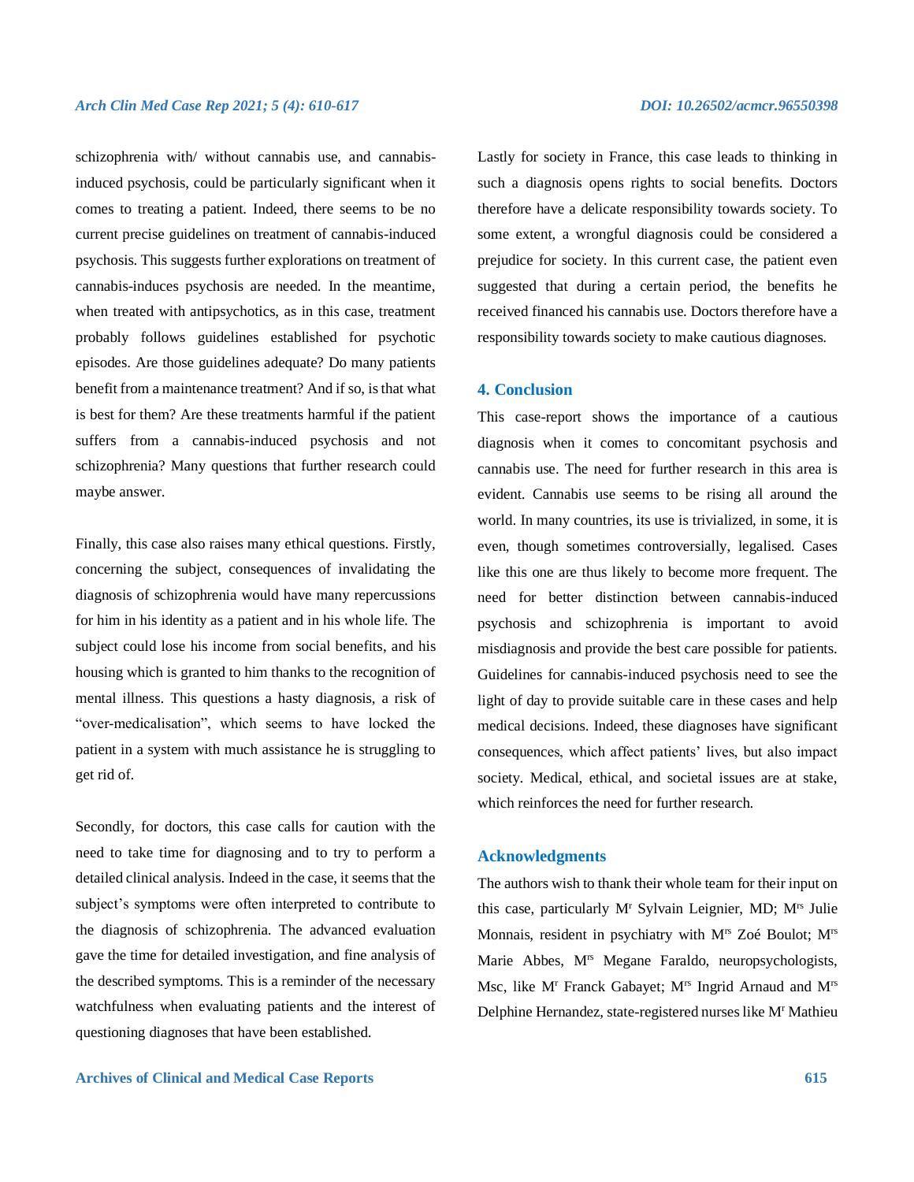schizophrenia with/ without cannabis use, and cannabis-induced psychosis, could be particularly significant when it comes to treating a patient. Indeed, there seems to be no current precise guidelines on treatment of cannabis-induced psychosis. This suggests further explorations on treatment of cannabis-induces psychosis are needed. In the meantime, when treated with antipsychotics, as in this case, treatment probably follows guidelines established for psychotic episodes. Are those guidelines adequate? Do many patients benefit from a maintenance treatment? And if so, is that what is best for them? Are these treatments harmful if the patient suffers from a cannabis-induced psychosis and not schizophrenia? Many questions that further research could maybe answer.

Finally, this case also raises many ethical questions. Firstly, concerning the subject, consequences of invalidating the diagnosis of schizophrenia would have many repercussions for him in his identity as a patient and in his whole life. The subject could lose his income from social benefits, and his housing which is granted to him thanks to the recognition of mental illness. This questions a hasty diagnosis, a risk of "over-medicalisation", which seems to have locked the patient in a system with much assistance he is struggling to get rid of.

Secondly, for doctors, this case calls for caution with the need to take time for diagnosing and to try to perform a detailed clinical analysis. Indeed in the case, it seems that the subject's symptoms were often interpreted to contribute to the diagnosis of schizophrenia. The advanced evaluation gave the time for detailed investigation, and fine analysis of the described symptoms. This is a reminder of the necessary watchfulness when evaluating patients and the interest of questioning diagnoses that have been established.

Lastly for society in France, this case leads to thinking in such a diagnosis opens rights to social benefits. Doctors therefore have a delicate responsibility towards society. To some extent, a wrongful diagnosis could be considered a prejudice for society. In this current case, the patient even suggested that during a certain period, the benefits he received financed his cannabis use. Doctors therefore have a responsibility towards society to make cautious diagnoses.

## 4. Conclusion

This case-report shows the importance of a cautious diagnosis when it comes to concomitant psychosis and cannabis use. The need for further research in this area is evident. Cannabis use seems to be rising all around the world. In many countries, its use is trivialized, in some, it is even, though sometimes controversially, legalised. Cases like this one are thus likely to become more frequent. The need for better distinction between cannabis-induced psychosis and schizophrenia is important to avoid misdiagnosis and provide the best care possible for patients. Guidelines for cannabis-induced psychosis need to see the light of day to provide suitable care in these cases and help medical decisions. Indeed, these diagnoses have significant consequences, which affect patients' lives, but also impact society. Medical, ethical, and societal issues are at stake, which reinforces the need for further research.

## Acknowledgments

The authors wish to thank their whole team for their input on this case, particularly M^r Sylvain Leignier, MD; M^rs Julie Monnais, resident in psychiatry with M^rs Zoé Boulot; M^rs Marie Abbes, M^rs Megane Faraldo, neuropsychologists, Msc, like M^r Franck Gabayet; M^rs Ingrid Arnaud and M^rs Delphine Hernandez, state-registered nurses like M^r Mathieu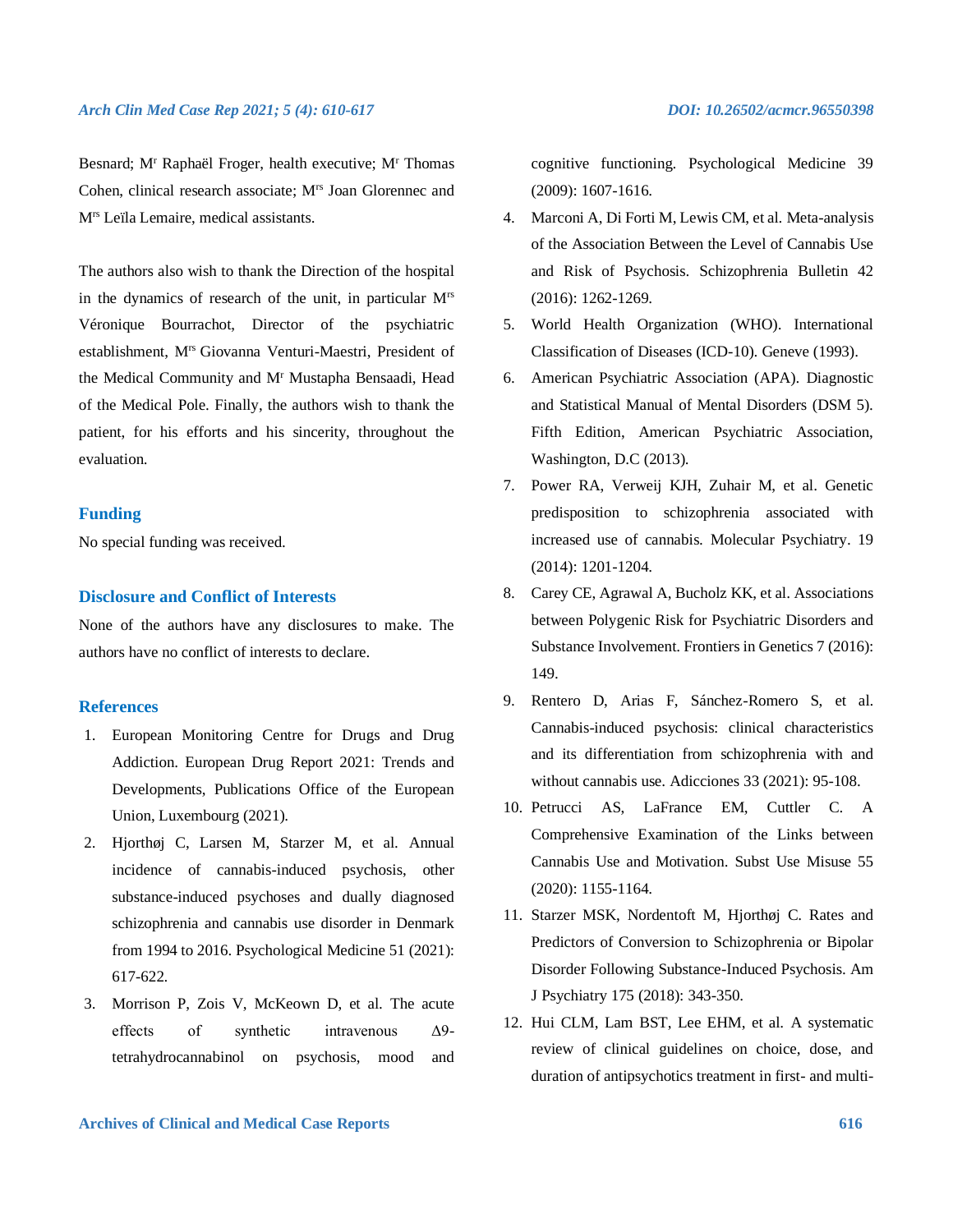Besnard; M[r] Raphaël Froger, health executive; M[r] Thomas Cohen, clinical research associate; M[rs] Joan Glorennec and M[rs] Leïla Lemaire, medical assistants.

The authors also wish to thank the Direction of the hospital in the dynamics of research of the unit, in particular M[rs] Véronique Bourrachot, Director of the psychiatric establishment, M[rs] Giovanna Venturi-Maestri, President of the Medical Community and M[r] Mustapha Bensaadi, Head of the Medical Pole. Finally, the authors wish to thank the patient, for his efforts and his sincerity, throughout the evaluation.

## Funding

No special funding was received.

## Disclosure and Conflict of Interests

None of the authors have any disclosures to make. The authors have no conflict of interests to declare.

## References

1. European Monitoring Centre for Drugs and Drug Addiction. European Drug Report 2021: Trends and Developments, Publications Office of the European Union, Luxembourg (2021).
2. Hjorthøj C, Larsen M, Starzer M, et al. Annual incidence of cannabis-induced psychosis, other substance-induced psychoses and dually diagnosed schizophrenia and cannabis use disorder in Denmark from 1994 to 2016. Psychological Medicine 51 (2021): 617-622.
3. Morrison P, Zois V, McKeown D, et al. The acute effects of synthetic intravenous Δ9-tetrahydrocannabinol on psychosis, mood and cognitive functioning. Psychological Medicine 39 (2009): 1607-1616.
4. Marconi A, Di Forti M, Lewis CM, et al. Meta-analysis of the Association Between the Level of Cannabis Use and Risk of Psychosis. Schizophrenia Bulletin 42 (2016): 1262-1269.
5. World Health Organization (WHO). International Classification of Diseases (ICD-10). Geneve (1993).
6. American Psychiatric Association (APA). Diagnostic and Statistical Manual of Mental Disorders (DSM 5). Fifth Edition, American Psychiatric Association, Washington, D.C (2013).
7. Power RA, Verweij KJH, Zuhair M, et al. Genetic predisposition to schizophrenia associated with increased use of cannabis. Molecular Psychiatry. 19 (2014): 1201-1204.
8. Carey CE, Agrawal A, Bucholz KK, et al. Associations between Polygenic Risk for Psychiatric Disorders and Substance Involvement. Frontiers in Genetics 7 (2016): 149.
9. Rentero D, Arias F, Sánchez-Romero S, et al. Cannabis-induced psychosis: clinical characteristics and its differentiation from schizophrenia with and without cannabis use. Adicciones 33 (2021): 95-108.
10. Petrucci AS, LaFrance EM, Cuttler C. A Comprehensive Examination of the Links between Cannabis Use and Motivation. Subst Use Misuse 55 (2020): 1155-1164.
11. Starzer MSK, Nordentoft M, Hjorthøj C. Rates and Predictors of Conversion to Schizophrenia or Bipolar Disorder Following Substance-Induced Psychosis. Am J Psychiatry 175 (2018): 343-350.
12. Hui CLM, Lam BST, Lee EHM, et al. A systematic review of clinical guidelines on choice, dose, and duration of antipsychotics treatment in first- and multi-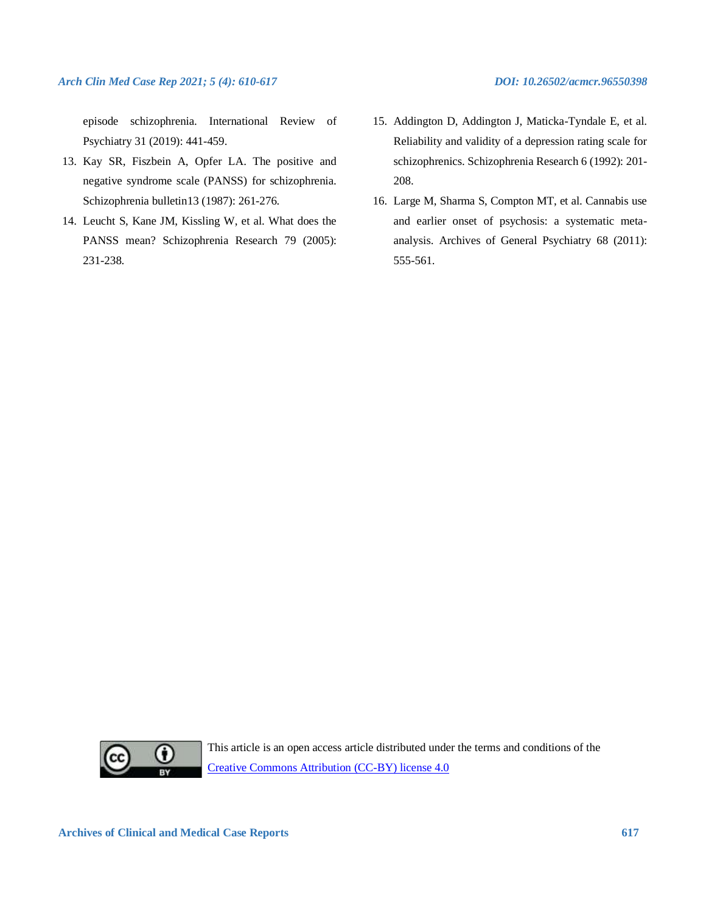episode schizophrenia. International Review of Psychiatry 31 (2019): 441-459.

13. Kay SR, Fiszbein A, Opfer LA. The positive and negative syndrome scale (PANSS) for schizophrenia. Schizophrenia bulletin13 (1987): 261-276.
14. Leucht S, Kane JM, Kissling W, et al. What does the PANSS mean? Schizophrenia Research 79 (2005): 231-238.
15. Addington D, Addington J, Maticka-Tyndale E, et al. Reliability and validity of a depression rating scale for schizophrenics. Schizophrenia Research 6 (1992): 201-208.
16. Large M, Sharma S, Compton MT, et al. Cannabis use and earlier onset of psychosis: a systematic meta-analysis. Archives of General Psychiatry 68 (2011): 555-561.

This article is an open access article distributed under the terms and conditions of the [Creative Commons Attribution (CC-BY) license 4.0]